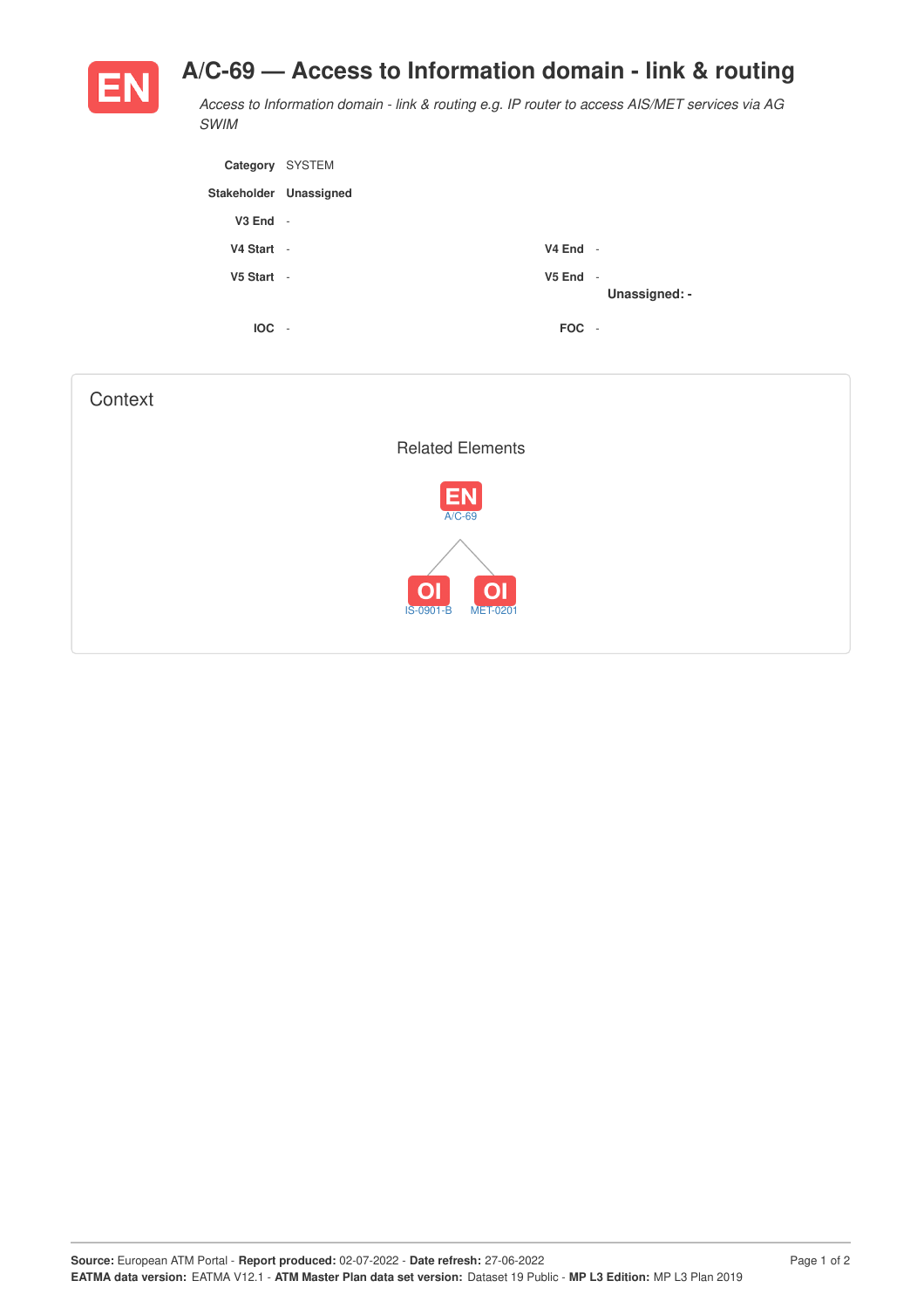# EN A/C-69 — Access to Information domain - link & routing

*Access to Information domain - link & routing e.g. IP router to access AIS/MET services via AG SWIM*

| | | | |
|---|---|---|---|
| **Category** | SYSTEM | | |
| **Stakeholder** | **Unassigned** | | |
| **V3 End** | - | | |
| **V4 Start** | - | **V4 End** | - |
| **V5 Start** | - | **V5 End** | - **Unassigned: -** |
| **IOC** | - | **FOC** | - |

## Context

### Related Elements

EN A/C-69

- OI IS-0901-B
- OI MET-0201

**Source:** European ATM Portal - **Report produced:** 02-07-2022 - **Date refresh:** 27-06-2022
**EATMA data version:** EATMA V12.1 - **ATM Master Plan data set version:** Dataset 19 Public - **MP L3 Edition:** MP L3 Plan 2019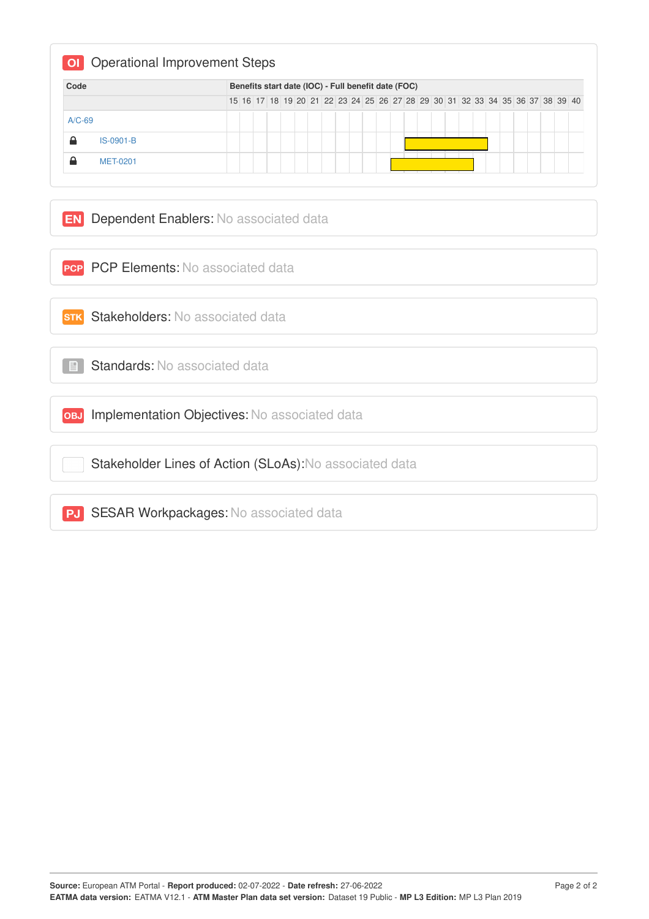## OI Operational Improvement Steps

| Code | Benefits start date (IOC) - Full benefit date (FOC) |
|---|---|
| | 15 16 17 18 19 20 21 22 23 24 25 26 27 28 29 30 31 32 33 34 35 36 37 38 39 40 |
| A/C-69 | |
| IS-0901-B | |
| MET-0201 | |

## EN Dependent Enablers: No associated data

## PCP PCP Elements: No associated data

## STK Stakeholders: No associated data

## Standards: No associated data

## OBJ Implementation Objectives: No associated data

## Stakeholder Lines of Action (SLoAs): No associated data

## PJ SESAR Workpackages: No associated data

**Source:** European ATM Portal - **Report produced:** 02-07-2022 - **Date refresh:** 27-06-2022
**EATMA data version:** EATMA V12.1 - **ATM Master Plan data set version:** Dataset 19 Public - **MP L3 Edition:** MP L3 Plan 2019